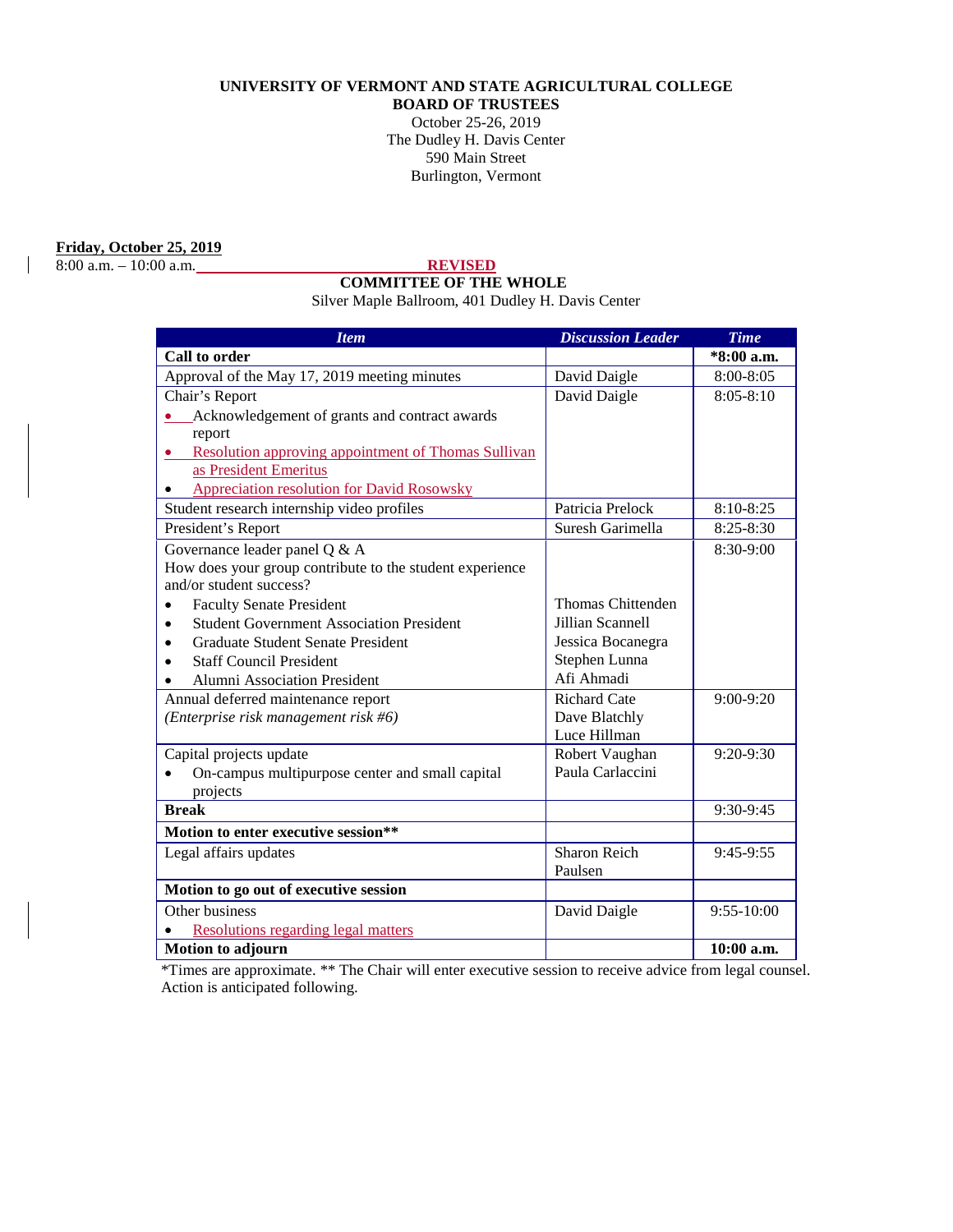**UNIVERSITY OF VERMONT AND STATE AGRICULTURAL COLLEGE**
**BOARD OF TRUSTEES**
October 25-26, 2019
The Dudley H. Davis Center
590 Main Street
Burlington, Vermont

**Friday, October 25, 2019**
8:00 a.m. – 10:00 a.m.

**REVISED**

**COMMITTEE OF THE WHOLE**
Silver Maple Ballroom, 401 Dudley H. Davis Center

| Item | Discussion Leader | Time |
|---|---|---|
| **Call to order** | | ***8:00 a.m.** |
| Approval of the May 17, 2019 meeting minutes | David Daigle | 8:00-8:05 |
| Chair's Report<br>• Acknowledgement of grants and contract awards report<br>• Resolution approving appointment of Thomas Sullivan as President Emeritus<br>• Appreciation resolution for David Rosowsky | David Daigle | 8:05-8:10 |
| Student research internship video profiles | Patricia Prelock | 8:10-8:25 |
| President's Report | Suresh Garimella | 8:25-8:30 |
| Governance leader panel Q & A<br>How does your group contribute to the student experience and/or student success?<br>• Faculty Senate President<br>• Student Government Association President<br>• Graduate Student Senate President<br>• Staff Council President<br>• Alumni Association President | <br><br>Thomas Chittenden<br>Jillian Scannell<br>Jessica Bocanegra<br>Stephen Lunna<br>Afi Ahmadi | 8:30-9:00 |
| Annual deferred maintenance report<br>*(Enterprise risk management risk #6)* | Richard Cate<br>Dave Blatchly<br>Luce Hillman | 9:00-9:20 |
| Capital projects update<br>• On-campus multipurpose center and small capital projects | Robert Vaughan<br>Paula Carlaccini | 9:20-9:30 |
| **Break** | | 9:30-9:45 |
| **Motion to enter executive session**** | | |
| Legal affairs updates | Sharon Reich Paulsen | 9:45-9:55 |
| **Motion to go out of executive session** | | |
| Other business<br>• Resolutions regarding legal matters | David Daigle | 9:55-10:00 |
| **Motion to adjourn** | | **10:00 a.m.** |

*Times are approximate. ** The Chair will enter executive session to receive advice from legal counsel. Action is anticipated following.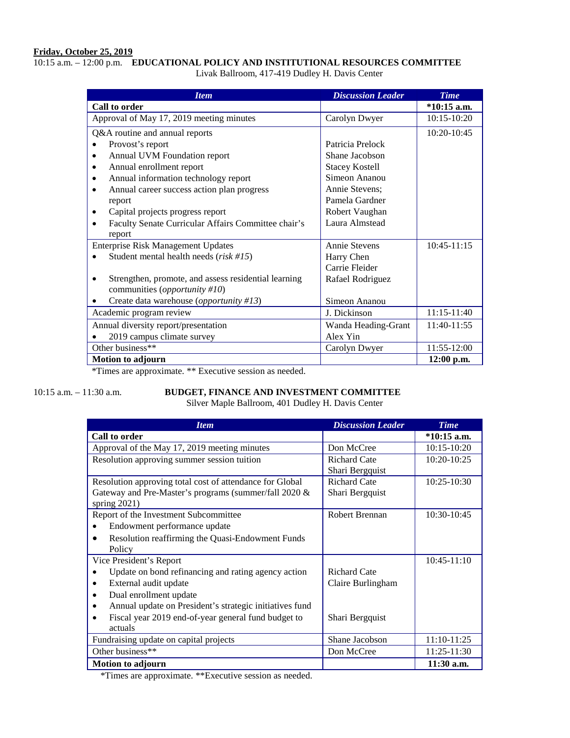**Friday, October 25, 2019**

10:15 a.m. – 12:00 p.m. **EDUCATIONAL POLICY AND INSTITUTIONAL RESOURCES COMMITTEE**

Livak Ballroom, 417-419 Dudley H. Davis Center

| *Item* | *Discussion Leader* | *Time* |
|---|---|---|
| **Call to order** | | **\*10:15 a.m.** |
| Approval of May 17, 2019 meeting minutes | Carolyn Dwyer | 10:15-10:20 |
| Q&A routine and annual reports<br>• Provost's report<br>• Annual UVM Foundation report<br>• Annual enrollment report<br>• Annual information technology report<br>• Annual career success action plan progress report<br>• Capital projects progress report<br>• Faculty Senate Curricular Affairs Committee chair's report | <br>Patricia Prelock<br>Shane Jacobson<br>Stacey Kostell<br>Simeon Ananou<br>Annie Stevens; Pamela Gardner<br>Robert Vaughan<br>Laura Almstead | 10:20-10:45 |
| Enterprise Risk Management Updates<br>• Student mental health needs (*risk #15*)<br>• Strengthen, promote, and assess residential learning communities (*opportunity #10*)<br>• Create data warehouse (*opportunity #13*) | Annie Stevens<br>Harry Chen<br>Carrie Fleider<br>Rafael Rodriguez<br>Simeon Ananou | 10:45-11:15 |
| Academic program review | J. Dickinson | 11:15-11:40 |
| Annual diversity report/presentation<br>• 2019 campus climate survey | Wanda Heading-Grant<br>Alex Yin | 11:40-11:55 |
| Other business** | Carolyn Dwyer | 11:55-12:00 |
| **Motion to adjourn** | | **12:00 p.m.** |

*Times are approximate. ** Executive session as needed.

10:15 a.m. – 11:30 a.m. **BUDGET, FINANCE AND INVESTMENT COMMITTEE**

Silver Maple Ballroom, 401 Dudley H. Davis Center

| *Item* | *Discussion Leader* | *Time* |
|---|---|---|
| **Call to order** | | **\*10:15 a.m.** |
| Approval of the May 17, 2019 meeting minutes | Don McCree | 10:15-10:20 |
| Resolution approving summer session tuition | Richard Cate<br>Shari Bergquist | 10:20-10:25 |
| Resolution approving total cost of attendance for Global Gateway and Pre-Master's programs (summer/fall 2020 & spring 2021) | Richard Cate<br>Shari Bergquist | 10:25-10:30 |
| Report of the Investment Subcommittee<br>• Endowment performance update<br>• Resolution reaffirming the Quasi-Endowment Funds Policy | Robert Brennan | 10:30-10:45 |
| Vice President's Report<br>• Update on bond refinancing and rating agency action<br>• External audit update<br>• Dual enrollment update<br>• Annual update on President's strategic initiatives fund<br>• Fiscal year 2019 end-of-year general fund budget to actuals | <br>Richard Cate<br>Claire Burlingham<br><br><br>Shari Bergquist | 10:45-11:10 |
| Fundraising update on capital projects | Shane Jacobson | 11:10-11:25 |
| Other business** | Don McCree | 11:25-11:30 |
| **Motion to adjourn** | | **11:30 a.m.** |

*Times are approximate. **Executive session as needed.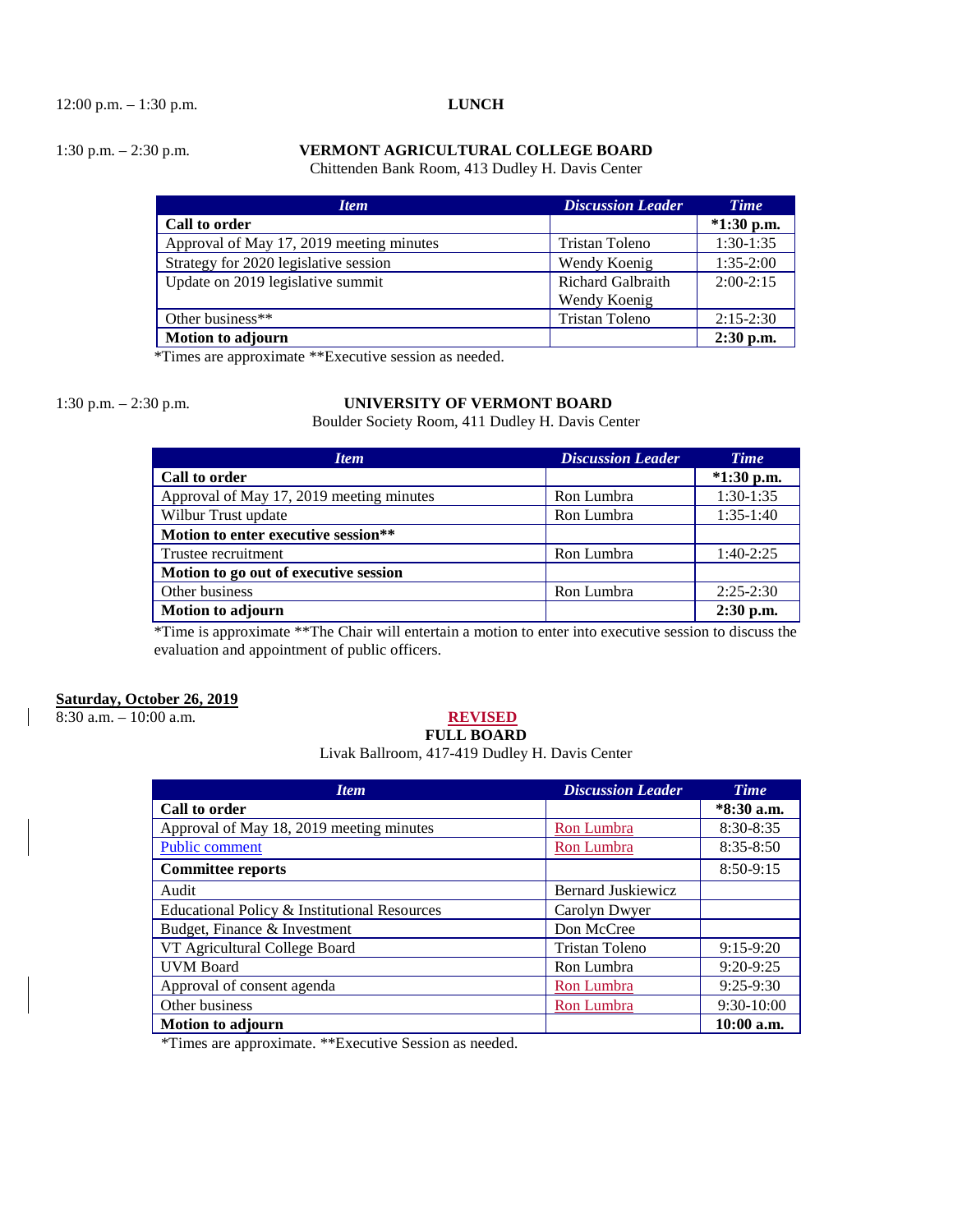12:00 p.m. – 1:30 p.m. **LUNCH**

1:30 p.m. – 2:30 p.m.

**VERMONT AGRICULTURAL COLLEGE BOARD**

Chittenden Bank Room, 413 Dudley H. Davis Center

| *Item* | *Discussion Leader* | *Time* |
|---|---|---|
| **Call to order** | | ***1:30 p.m.** |
| Approval of May 17, 2019 meeting minutes | Tristan Toleno | 1:30-1:35 |
| Strategy for 2020 legislative session | Wendy Koenig | 1:35-2:00 |
| Update on 2019 legislative summit | Richard Galbraith<br>Wendy Koenig | 2:00-2:15 |
| Other business** | Tristan Toleno | 2:15-2:30 |
| **Motion to adjourn** | | **2:30 p.m.** |

*Times are approximate **Executive session as needed.

1:30 p.m. – 2:30 p.m.

**UNIVERSITY OF VERMONT BOARD**

Boulder Society Room, 411 Dudley H. Davis Center

| *Item* | *Discussion Leader* | *Time* |
|---|---|---|
| **Call to order** | | ***1:30 p.m.** |
| Approval of May 17, 2019 meeting minutes | Ron Lumbra | 1:30-1:35 |
| Wilbur Trust update | Ron Lumbra | 1:35-1:40 |
| **Motion to enter executive session**** | | |
| Trustee recruitment | Ron Lumbra | 1:40-2:25 |
| **Motion to go out of executive session** | | |
| Other business | Ron Lumbra | 2:25-2:30 |
| **Motion to adjourn** | | **2:30 p.m.** |

*Time is approximate **The Chair will entertain a motion to enter into executive session to discuss the evaluation and appointment of public officers.

**Saturday, October 26, 2019**

8:30 a.m. – 10:00 a.m.

**REVISED**

**FULL BOARD**

Livak Ballroom, 417-419 Dudley H. Davis Center

| *Item* | *Discussion Leader* | *Time* |
|---|---|---|
| **Call to order** | | ***8:30 a.m.** |
| Approval of May 18, 2019 meeting minutes | Ron Lumbra | 8:30-8:35 |
| Public comment | Ron Lumbra | 8:35-8:50 |
| **Committee reports** | | 8:50-9:15 |
| Audit | Bernard Juskiewicz | |
| Educational Policy & Institutional Resources | Carolyn Dwyer | |
| Budget, Finance & Investment | Don McCree | |
| VT Agricultural College Board | Tristan Toleno | 9:15-9:20 |
| UVM Board | Ron Lumbra | 9:20-9:25 |
| Approval of consent agenda | Ron Lumbra | 9:25-9:30 |
| Other business | Ron Lumbra | 9:30-10:00 |
| **Motion to adjourn** | | **10:00 a.m.** |

*Times are approximate. **Executive Session as needed.